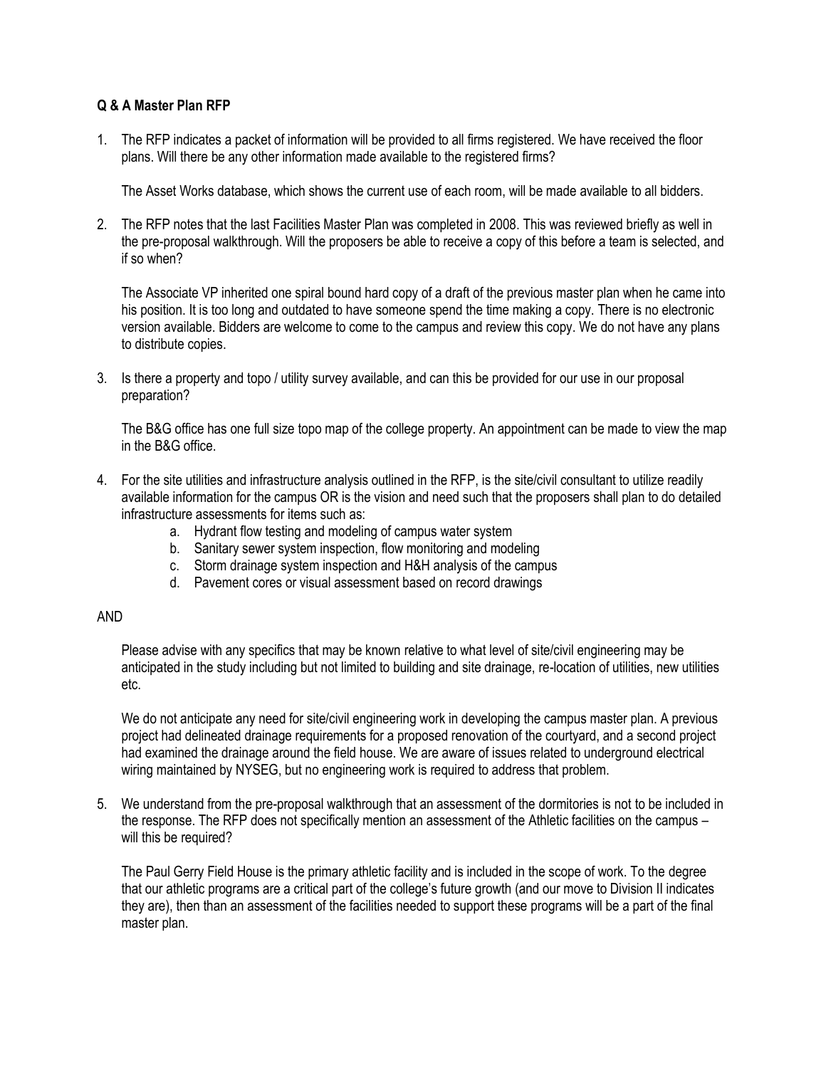**Q & A Master Plan RFP**

1. The RFP indicates a packet of information will be provided to all firms registered. We have received the floor plans. Will there be any other information made available to the registered firms?

   The Asset Works database, which shows the current use of each room, will be made available to all bidders.

2. The RFP notes that the last Facilities Master Plan was completed in 2008. This was reviewed briefly as well in the pre-proposal walkthrough. Will the proposers be able to receive a copy of this before a team is selected, and if so when?

   The Associate VP inherited one spiral bound hard copy of a draft of the previous master plan when he came into his position. It is too long and outdated to have someone spend the time making a copy. There is no electronic version available. Bidders are welcome to come to the campus and review this copy. We do not have any plans to distribute copies.

3. Is there a property and topo / utility survey available, and can this be provided for our use in our proposal preparation?

   The B&G office has one full size topo map of the college property. An appointment can be made to view the map in the B&G office.

4. For the site utilities and infrastructure analysis outlined in the RFP, is the site/civil consultant to utilize readily available information for the campus OR is the vision and need such that the proposers shall plan to do detailed infrastructure assessments for items such as:
   a. Hydrant flow testing and modeling of campus water system
   b. Sanitary sewer system inspection, flow monitoring and modeling
   c. Storm drainage system inspection and H&H analysis of the campus
   d. Pavement cores or visual assessment based on record drawings

AND

   Please advise with any specifics that may be known relative to what level of site/civil engineering may be anticipated in the study including but not limited to building and site drainage, re-location of utilities, new utilities etc.

   We do not anticipate any need for site/civil engineering work in developing the campus master plan. A previous project had delineated drainage requirements for a proposed renovation of the courtyard, and a second project had examined the drainage around the field house. We are aware of issues related to underground electrical wiring maintained by NYSEG, but no engineering work is required to address that problem.

5. We understand from the pre-proposal walkthrough that an assessment of the dormitories is not to be included in the response. The RFP does not specifically mention an assessment of the Athletic facilities on the campus – will this be required?

   The Paul Gerry Field House is the primary athletic facility and is included in the scope of work. To the degree that our athletic programs are a critical part of the college's future growth (and our move to Division II indicates they are), then than an assessment of the facilities needed to support these programs will be a part of the final master plan.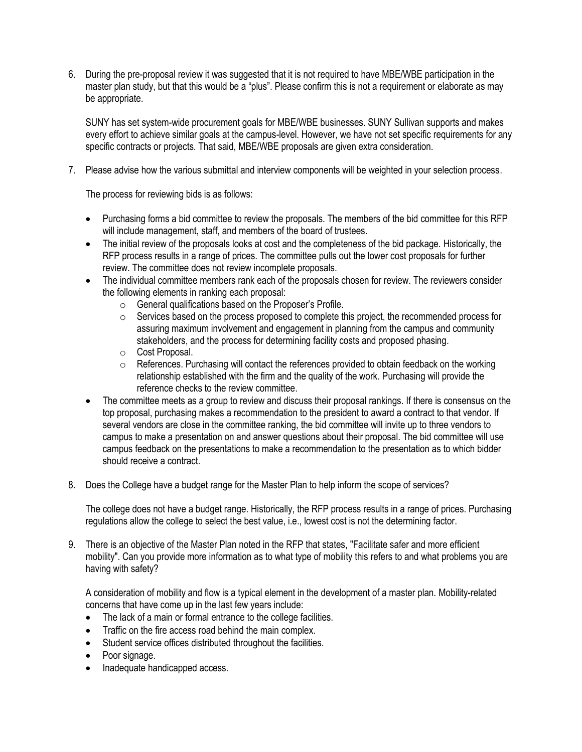6. During the pre-proposal review it was suggested that it is not required to have MBE/WBE participation in the master plan study, but that this would be a "plus". Please confirm this is not a requirement or elaborate as may be appropriate.

   SUNY has set system-wide procurement goals for MBE/WBE businesses. SUNY Sullivan supports and makes every effort to achieve similar goals at the campus-level. However, we have not set specific requirements for any specific contracts or projects. That said, MBE/WBE proposals are given extra consideration.

7. Please advise how the various submittal and interview components will be weighted in your selection process.

   The process for reviewing bids is as follows:

   - Purchasing forms a bid committee to review the proposals. The members of the bid committee for this RFP will include management, staff, and members of the board of trustees.
   - The initial review of the proposals looks at cost and the completeness of the bid package. Historically, the RFP process results in a range of prices. The committee pulls out the lower cost proposals for further review. The committee does not review incomplete proposals.
   - The individual committee members rank each of the proposals chosen for review. The reviewers consider the following elements in ranking each proposal:
     - General qualifications based on the Proposer's Profile.
     - Services based on the process proposed to complete this project, the recommended process for assuring maximum involvement and engagement in planning from the campus and community stakeholders, and the process for determining facility costs and proposed phasing.
     - Cost Proposal.
     - References. Purchasing will contact the references provided to obtain feedback on the working relationship established with the firm and the quality of the work. Purchasing will provide the reference checks to the review committee.
   - The committee meets as a group to review and discuss their proposal rankings. If there is consensus on the top proposal, purchasing makes a recommendation to the president to award a contract to that vendor. If several vendors are close in the committee ranking, the bid committee will invite up to three vendors to campus to make a presentation on and answer questions about their proposal. The bid committee will use campus feedback on the presentations to make a recommendation to the presentation as to which bidder should receive a contract.

8. Does the College have a budget range for the Master Plan to help inform the scope of services?

   The college does not have a budget range. Historically, the RFP process results in a range of prices. Purchasing regulations allow the college to select the best value, i.e., lowest cost is not the determining factor.

9. There is an objective of the Master Plan noted in the RFP that states, "Facilitate safer and more efficient mobility". Can you provide more information as to what type of mobility this refers to and what problems you are having with safety?

   A consideration of mobility and flow is a typical element in the development of a master plan. Mobility-related concerns that have come up in the last few years include:

   - The lack of a main or formal entrance to the college facilities.
   - Traffic on the fire access road behind the main complex.
   - Student service offices distributed throughout the facilities.
   - Poor signage.
   - Inadequate handicapped access.